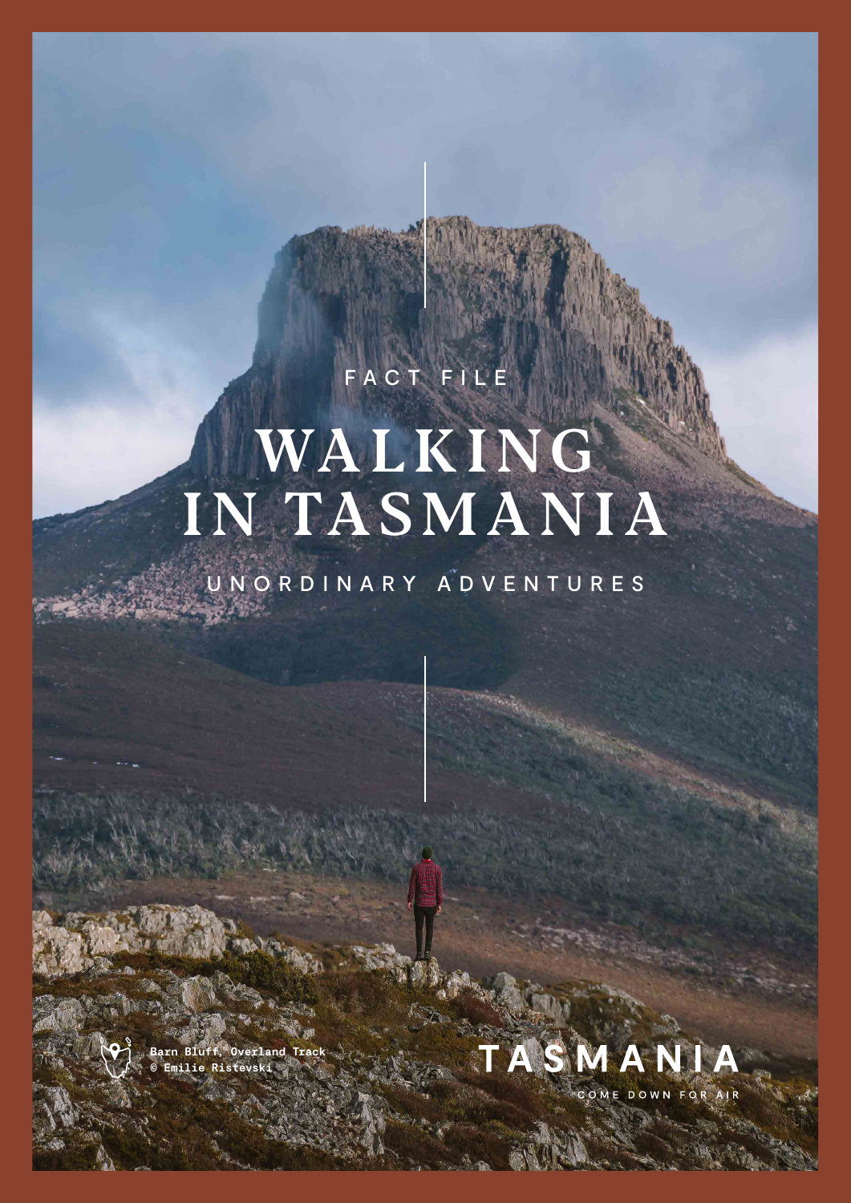FACT FILE

# WALKING IN TASMANIA

UNORDINARY ADVENTURES

Barn Bluff, Overland Track
© Emilie Ristevski

TASMANIA
COME DOWN FOR AIR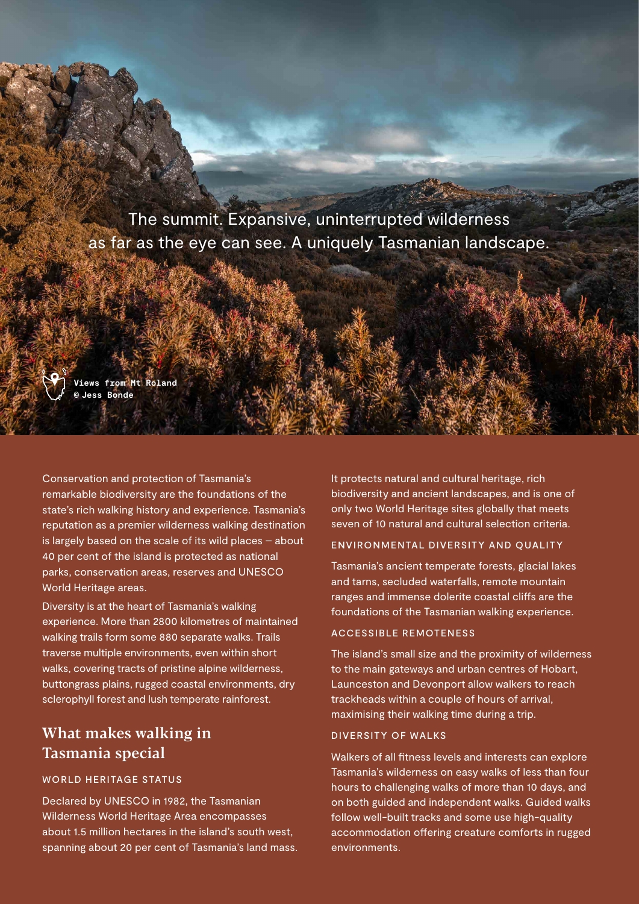The summit. Expansive, uninterrupted wilderness as far as the eye can see. A uniquely Tasmanian landscape.

Views from Mt Roland
© Jess Bonde

Conservation and protection of Tasmania's remarkable biodiversity are the foundations of the state's rich walking history and experience. Tasmania's reputation as a premier wilderness walking destination is largely based on the scale of its wild places – about 40 per cent of the island is protected as national parks, conservation areas, reserves and UNESCO World Heritage areas.

Diversity is at the heart of Tasmania's walking experience. More than 2800 kilometres of maintained walking trails form some 880 separate walks. Trails traverse multiple environments, even within short walks, covering tracts of pristine alpine wilderness, buttongrass plains, rugged coastal environments, dry sclerophyll forest and lush temperate rainforest.

## What makes walking in Tasmania special

### WORLD HERITAGE STATUS

Declared by UNESCO in 1982, the Tasmanian Wilderness World Heritage Area encompasses about 1.5 million hectares in the island's south west, spanning about 20 per cent of Tasmania's land mass. It protects natural and cultural heritage, rich biodiversity and ancient landscapes, and is one of only two World Heritage sites globally that meets seven of 10 natural and cultural selection criteria.

### ENVIRONMENTAL DIVERSITY AND QUALITY

Tasmania's ancient temperate forests, glacial lakes and tarns, secluded waterfalls, remote mountain ranges and immense dolerite coastal cliffs are the foundations of the Tasmanian walking experience.

### ACCESSIBLE REMOTENESS

The island's small size and the proximity of wilderness to the main gateways and urban centres of Hobart, Launceston and Devonport allow walkers to reach trackheads within a couple of hours of arrival, maximising their walking time during a trip.

### DIVERSITY OF WALKS

Walkers of all fitness levels and interests can explore Tasmania's wilderness on easy walks of less than four hours to challenging walks of more than 10 days, and on both guided and independent walks. Guided walks follow well-built tracks and some use high-quality accommodation offering creature comforts in rugged environments.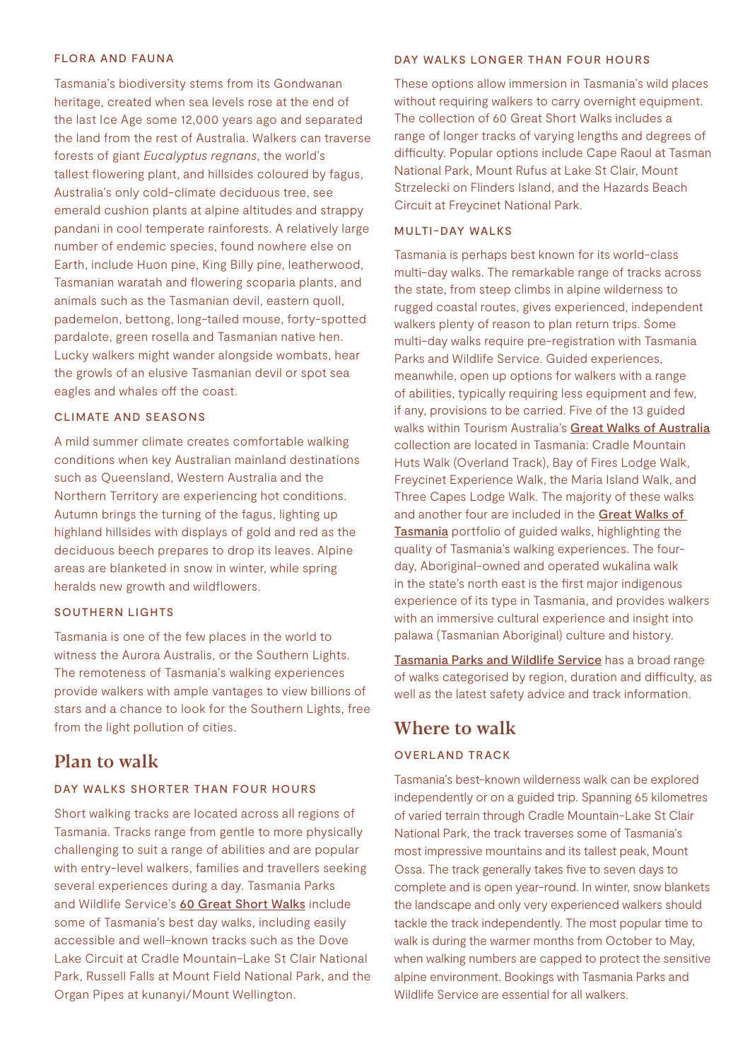### FLORA AND FAUNA

Tasmania's biodiversity stems from its Gondwanan heritage, created when sea levels rose at the end of the last Ice Age some 12,000 years ago and separated the land from the rest of Australia. Walkers can traverse forests of giant *Eucalyptus regnans*, the world's tallest flowering plant, and hillsides coloured by fagus, Australia's only cold-climate deciduous tree, see emerald cushion plants at alpine altitudes and strappy pandani in cool temperate rainforests. A relatively large number of endemic species, found nowhere else on Earth, include Huon pine, King Billy pine, leatherwood, Tasmanian waratah and flowering scoparia plants, and animals such as the Tasmanian devil, eastern quoll, pademelon, bettong, long-tailed mouse, forty-spotted pardalote, green rosella and Tasmanian native hen. Lucky walkers might wander alongside wombats, hear the growls of an elusive Tasmanian devil or spot sea eagles and whales off the coast.

### CLIMATE AND SEASONS

A mild summer climate creates comfortable walking conditions when key Australian mainland destinations such as Queensland, Western Australia and the Northern Territory are experiencing hot conditions. Autumn brings the turning of the fagus, lighting up highland hillsides with displays of gold and red as the deciduous beech prepares to drop its leaves. Alpine areas are blanketed in snow in winter, while spring heralds new growth and wildflowers.

### SOUTHERN LIGHTS

Tasmania is one of the few places in the world to witness the Aurora Australis, or the Southern Lights. The remoteness of Tasmania's walking experiences provide walkers with ample vantages to view billions of stars and a chance to look for the Southern Lights, free from the light pollution of cities.

## Plan to walk

### DAY WALKS SHORTER THAN FOUR HOURS

Short walking tracks are located across all regions of Tasmania. Tracks range from gentle to more physically challenging to suit a range of abilities and are popular with entry-level walkers, families and travellers seeking several experiences during a day. Tasmania Parks and Wildlife Service's 60 Great Short Walks include some of Tasmania's best day walks, including easily accessible and well-known tracks such as the Dove Lake Circuit at Cradle Mountain-Lake St Clair National Park, Russell Falls at Mount Field National Park, and the Organ Pipes at kunanyi/Mount Wellington.

### DAY WALKS LONGER THAN FOUR HOURS

These options allow immersion in Tasmania's wild places without requiring walkers to carry overnight equipment. The collection of 60 Great Short Walks includes a range of longer tracks of varying lengths and degrees of difficulty. Popular options include Cape Raoul at Tasman National Park, Mount Rufus at Lake St Clair, Mount Strzelecki on Flinders Island, and the Hazards Beach Circuit at Freycinet National Park.

### MULTI-DAY WALKS

Tasmania is perhaps best known for its world-class multi-day walks. The remarkable range of tracks across the state, from steep climbs in alpine wilderness to rugged coastal routes, gives experienced, independent walkers plenty of reason to plan return trips. Some multi-day walks require pre-registration with Tasmania Parks and Wildlife Service. Guided experiences, meanwhile, open up options for walkers with a range of abilities, typically requiring less equipment and few, if any, provisions to be carried. Five of the 13 guided walks within Tourism Australia's Great Walks of Australia collection are located in Tasmania: Cradle Mountain Huts Walk (Overland Track), Bay of Fires Lodge Walk, Freycinet Experience Walk, the Maria Island Walk, and Three Capes Lodge Walk. The majority of these walks and another four are included in the Great Walks of Tasmania portfolio of guided walks, highlighting the quality of Tasmania's walking experiences. The four-day, Aboriginal-owned and operated wukalina walk in the state's north east is the first major indigenous experience of its type in Tasmania, and provides walkers with an immersive cultural experience and insight into palawa (Tasmanian Aboriginal) culture and history.

Tasmania Parks and Wildlife Service has a broad range of walks categorised by region, duration and difficulty, as well as the latest safety advice and track information.

## Where to walk

### OVERLAND TRACK

Tasmania's best-known wilderness walk can be explored independently or on a guided trip. Spanning 65 kilometres of varied terrain through Cradle Mountain-Lake St Clair National Park, the track traverses some of Tasmania's most impressive mountains and its tallest peak, Mount Ossa. The track generally takes five to seven days to complete and is open year-round. In winter, snow blankets the landscape and only very experienced walkers should tackle the track independently. The most popular time to walk is during the warmer months from October to May, when walking numbers are capped to protect the sensitive alpine environment. Bookings with Tasmania Parks and Wildlife Service are essential for all walkers.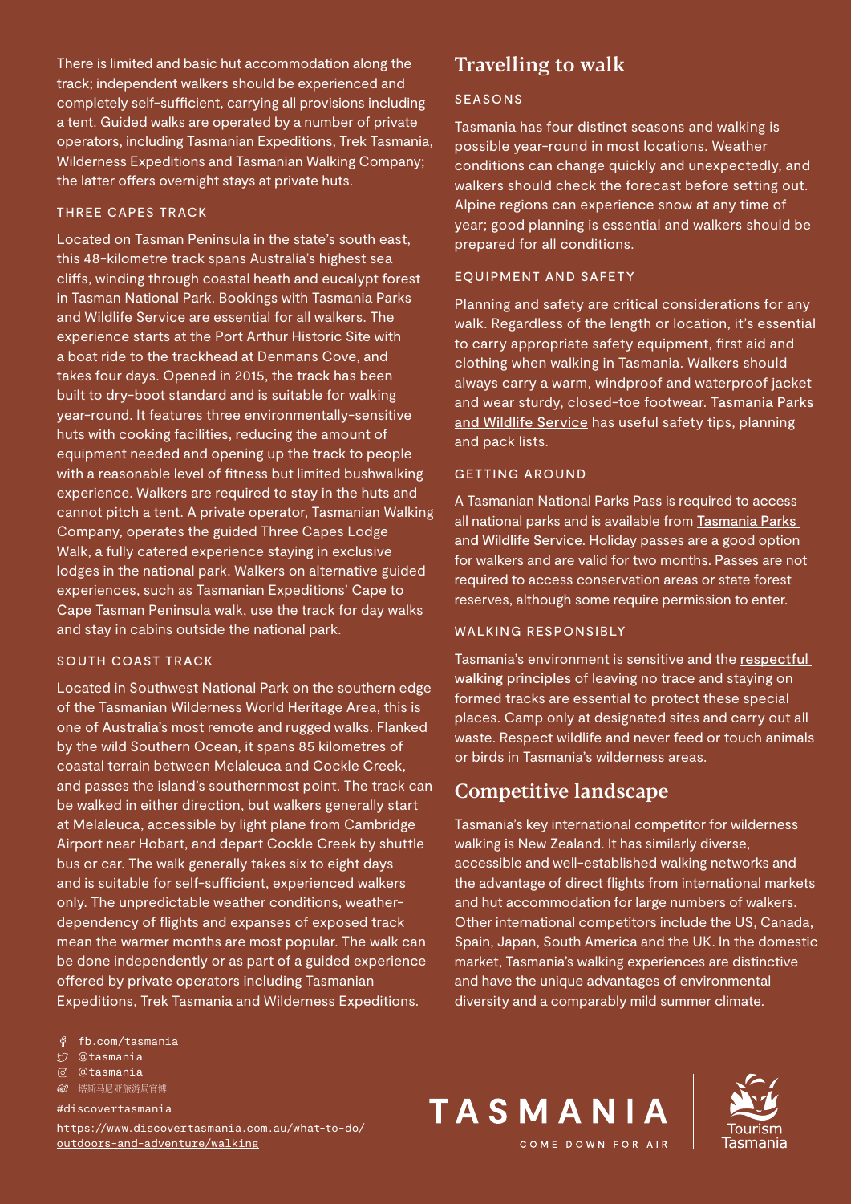There is limited and basic hut accommodation along the track; independent walkers should be experienced and completely self-sufficient, carrying all provisions including a tent. Guided walks are operated by a number of private operators, including Tasmanian Expeditions, Trek Tasmania, Wilderness Expeditions and Tasmanian Walking Company; the latter offers overnight stays at private huts.

### THREE CAPES TRACK

Located on Tasman Peninsula in the state's south east, this 48-kilometre track spans Australia's highest sea cliffs, winding through coastal heath and eucalypt forest in Tasman National Park. Bookings with Tasmania Parks and Wildlife Service are essential for all walkers. The experience starts at the Port Arthur Historic Site with a boat ride to the trackhead at Denmans Cove, and takes four days. Opened in 2015, the track has been built to dry-boot standard and is suitable for walking year-round. It features three environmentally-sensitive huts with cooking facilities, reducing the amount of equipment needed and opening up the track to people with a reasonable level of fitness but limited bushwalking experience. Walkers are required to stay in the huts and cannot pitch a tent. A private operator, Tasmanian Walking Company, operates the guided Three Capes Lodge Walk, a fully catered experience staying in exclusive lodges in the national park. Walkers on alternative guided experiences, such as Tasmanian Expeditions' Cape to Cape Tasman Peninsula walk, use the track for day walks and stay in cabins outside the national park.

### SOUTH COAST TRACK

Located in Southwest National Park on the southern edge of the Tasmanian Wilderness World Heritage Area, this is one of Australia's most remote and rugged walks. Flanked by the wild Southern Ocean, it spans 85 kilometres of coastal terrain between Melaleuca and Cockle Creek, and passes the island's southernmost point. The track can be walked in either direction, but walkers generally start at Melaleuca, accessible by light plane from Cambridge Airport near Hobart, and depart Cockle Creek by shuttle bus or car. The walk generally takes six to eight days and is suitable for self-sufficient, experienced walkers only. The unpredictable weather conditions, weather-dependency of flights and expanses of exposed track mean the warmer months are most popular. The walk can be done independently or as part of a guided experience offered by private operators including Tasmanian Expeditions, Trek Tasmania and Wilderness Expeditions.

## Travelling to walk

### SEASONS

Tasmania has four distinct seasons and walking is possible year-round in most locations. Weather conditions can change quickly and unexpectedly, and walkers should check the forecast before setting out. Alpine regions can experience snow at any time of year; good planning is essential and walkers should be prepared for all conditions.

### EQUIPMENT AND SAFETY

Planning and safety are critical considerations for any walk. Regardless of the length or location, it's essential to carry appropriate safety equipment, first aid and clothing when walking in Tasmania. Walkers should always carry a warm, windproof and waterproof jacket and wear sturdy, closed-toe footwear. Tasmania Parks and Wildlife Service has useful safety tips, planning and pack lists.

### GETTING AROUND

A Tasmanian National Parks Pass is required to access all national parks and is available from Tasmania Parks and Wildlife Service. Holiday passes are a good option for walkers and are valid for two months. Passes are not required to access conservation areas or state forest reserves, although some require permission to enter.

### WALKING RESPONSIBLY

Tasmania's environment is sensitive and the respectful walking principles of leaving no trace and staying on formed tracks are essential to protect these special places. Camp only at designated sites and carry out all waste. Respect wildlife and never feed or touch animals or birds in Tasmania's wilderness areas.

## Competitive landscape

Tasmania's key international competitor for wilderness walking is New Zealand. It has similarly diverse, accessible and well-established walking networks and the advantage of direct flights from international markets and hut accommodation for large numbers of walkers. Other international competitors include the US, Canada, Spain, Japan, South America and the UK. In the domestic market, Tasmania's walking experiences are distinctive and have the unique advantages of environmental diversity and a comparably mild summer climate.

fb.com/tasmania
@tasmania
@tasmania
塔斯马尼亚旅游局官博

#discovertasmania

https://www.discovertasmania.com.au/what-to-do/outdoors-and-adventure/walking

TASMANIA
COME DOWN FOR AIR

Tourism Tasmania